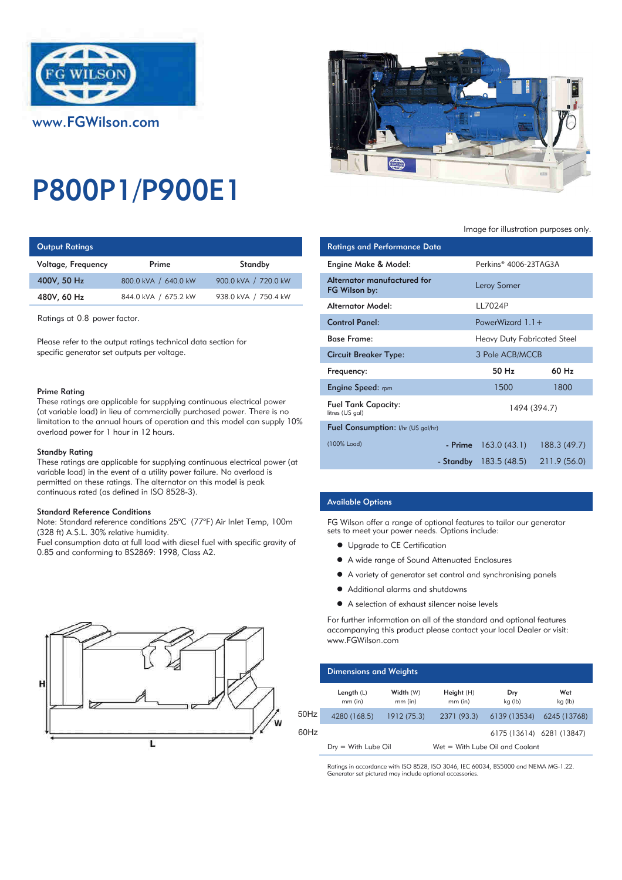www.FGWilson.com

# P800P1/P900E1

Image for illustration purposes only.

## Output Ratings

| Voltage, Frequency | Prime | Standby |
|---|---|---|
| 400V, 50 Hz | 800.0 kVA / 640.0 kW | 900.0 kVA / 720.0 kW |
| 480V, 60 Hz | 844.0 kVA / 675.2 kW | 938.0 kVA / 750.4 kW |

Ratings at 0.8 power factor.

Please refer to the output ratings technical data section for specific generator set outputs per voltage.

### Prime Rating

These ratings are applicable for supplying continuous electrical power (at variable load) in lieu of commercially purchased power. There is no limitation to the annual hours of operation and this model can supply 10% overload power for 1 hour in 12 hours.

### Standby Rating

These ratings are applicable for supplying continuous electrical power (at variable load) in the event of a utility power failure. No overload is permitted on these ratings. The alternator on this model is peak continuous rated (as defined in ISO 8528-3).

### Standard Reference Conditions

Note: Standard reference conditions 25°C (77°F) Air Inlet Temp, 100m (328 ft) A.S.L. 30% relative humidity.
Fuel consumption data at full load with diesel fuel with specific gravity of 0.85 and conforming to BS2869: 1998, Class A2.

## Ratings and Performance Data

| | | |
|---|---|---|
| Engine Make & Model: | Perkins® 4006-23TAG3A | |
| Alternator manufactured for FG Wilson by: | Leroy Somer | |
| Alternator Model: | LL7024P | |
| Control Panel: | PowerWizard 1.1+ | |
| Base Frame: | Heavy Duty Fabricated Steel | |
| Circuit Breaker Type: | 3 Pole ACB/MCCB | |
| Frequency: | 50 Hz | 60 Hz |
| Engine Speed: rpm | 1500 | 1800 |
| Fuel Tank Capacity: litres (US gal) | 1494 (394.7) | |
| Fuel Consumption: l/hr (US gal/hr) | | |
| (100% Load) - Prime | 163.0 (43.1) | 188.3 (49.7) |
| - Standby | 183.5 (48.5) | 211.9 (56.0) |

## Available Options

FG Wilson offer a range of optional features to tailor our generator sets to meet your power needs. Options include:

- Upgrade to CE Certification
- A wide range of Sound Attenuated Enclosures
- A variety of generator set control and synchronising panels
- Additional alarms and shutdowns
- A selection of exhaust silencer noise levels

For further information on all of the standard and optional features accompanying this product please contact your local Dealer or visit: www.FGWilson.com

## Dimensions and Weights

| | Length (L) mm (in) | Width (W) mm (in) | Height (H) mm (in) | Dry kg (lb) | Wet kg (lb) |
|---|---|---|---|---|---|
| 50Hz | 4280 (168.5) | 1912 (75.3) | 2371 (93.3) | 6139 (13534) | 6245 (13768) |
| 60Hz | | | | 6175 (13614) | 6281 (13847) |

Dry = With Lube Oil  Wet = With Lube Oil and Coolant

Ratings in accordance with ISO 8528, ISO 3046, IEC 60034, BS5000 and NEMA MG-1.22.
Generator set pictured may include optional accessories.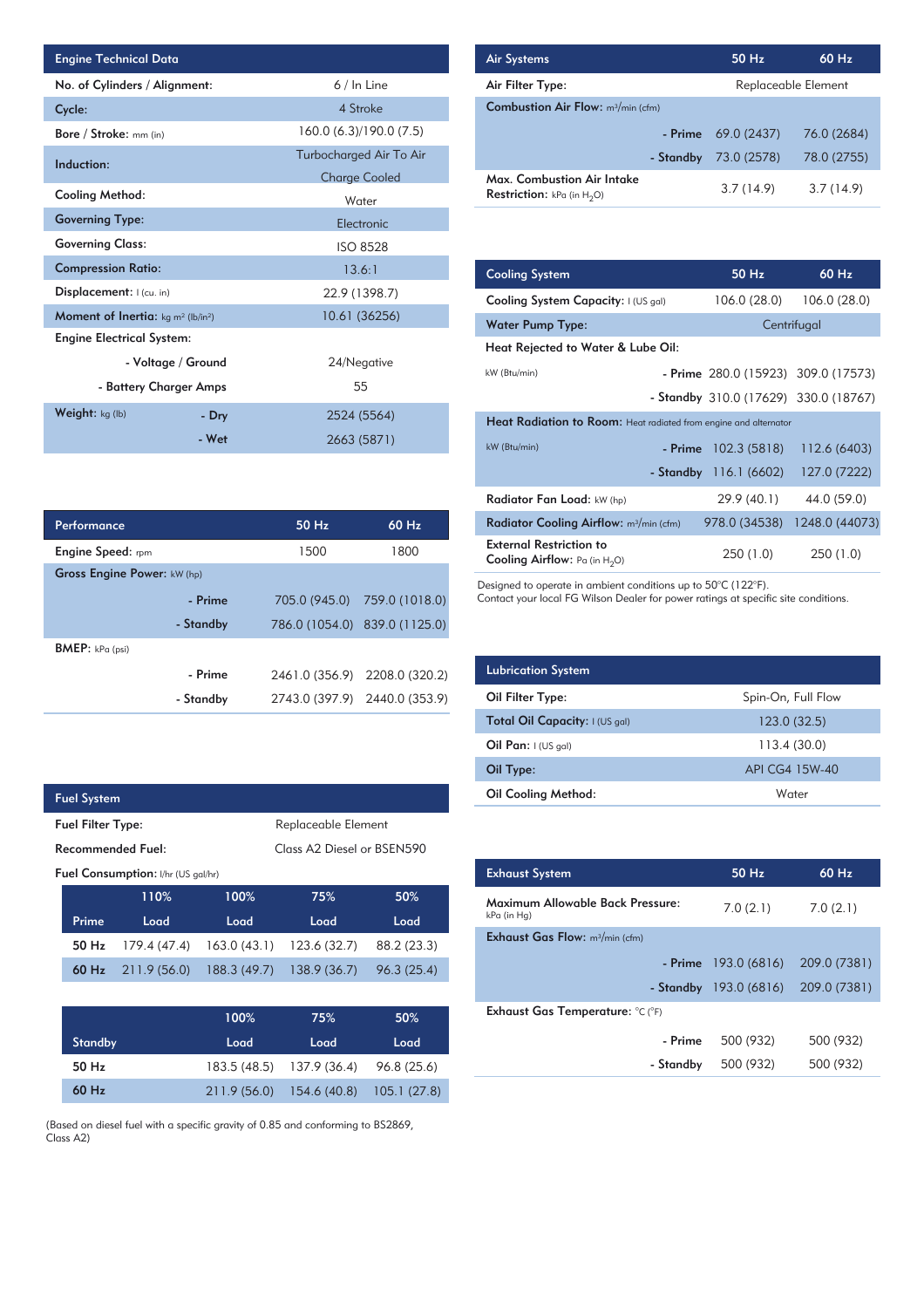| Engine Technical Data | | |
|---|---|---|
| No. of Cylinders / Alignment: | | 6 / In Line |
| Cycle: | | 4 Stroke |
| Bore / Stroke: mm (in) | | 160.0 (6.3)/190.0 (7.5) |
| Induction: | | Turbocharged Air To Air Charge Cooled |
| Cooling Method: | | Water |
| Governing Type: | | Electronic |
| Governing Class: | | ISO 8528 |
| Compression Ratio: | | 13.6:1 |
| Displacement: l (cu. in) | | 22.9 (1398.7) |
| Moment of Inertia: kg m² (lb/in²) | | 10.61 (36256) |
| Engine Electrical System: | | |
| | - Voltage / Ground | 24/Negative |
| | - Battery Charger Amps | 55 |
| Weight: kg (lb) | - Dry | 2524 (5564) |
| | - Wet | 2663 (5871) |

| Performance | | 50 Hz | 60 Hz |
|---|---|---|---|
| Engine Speed: rpm | | 1500 | 1800 |
| Gross Engine Power: kW (hp) | | | |
| | - Prime | 705.0 (945.0) | 759.0 (1018.0) |
| | - Standby | 786.0 (1054.0) | 839.0 (1125.0) |
| BMEP: kPa (psi) | | | |
| | - Prime | 2461.0 (356.9) | 2208.0 (320.2) |
| | - Standby | 2743.0 (397.9) | 2440.0 (353.9) |

## Fuel System

| Fuel System | |
|---|---|
| Fuel Filter Type: | Replaceable Element |
| Recommended Fuel: | Class A2 Diesel or BSEN590 |

Fuel Consumption: l/hr (US gal/hr)

| Prime | 110% Load | 100% Load | 75% Load | 50% Load |
|---|---|---|---|---|
| 50 Hz | 179.4 (47.4) | 163.0 (43.1) | 123.6 (32.7) | 88.2 (23.3) |
| 60 Hz | 211.9 (56.0) | 188.3 (49.7) | 138.9 (36.7) | 96.3 (25.4) |

| Standby | 100% Load | 75% Load | 50% Load |
|---|---|---|---|
| 50 Hz | 183.5 (48.5) | 137.9 (36.4) | 96.8 (25.6) |
| 60 Hz | 211.9 (56.0) | 154.6 (40.8) | 105.1 (27.8) |

(Based on diesel fuel with a specific gravity of 0.85 and conforming to BS2869, Class A2)

| Air Systems | | 50 Hz | 60 Hz |
|---|---|---|---|
| Air Filter Type: | | Replaceable Element | |
| Combustion Air Flow: m³/min (cfm) | | | |
| | - Prime | 69.0 (2437) | 76.0 (2684) |
| | - Standby | 73.0 (2578) | 78.0 (2755) |
| Max. Combustion Air Intake Restriction: kPa (in $H_2O$) | | 3.7 (14.9) | 3.7 (14.9) |

| Cooling System | | 50 Hz | 60 Hz |
|---|---|---|---|
| Cooling System Capacity: l (US gal) | | 106.0 (28.0) | 106.0 (28.0) |
| Water Pump Type: | | Centrifugal | |
| Heat Rejected to Water & Lube Oil: kW (Btu/min) | | | |
| | - Prime | 280.0 (15923) | 309.0 (17573) |
| | - Standby | 310.0 (17629) | 330.0 (18767) |
| Heat Radiation to Room: Heat radiated from engine and alternator kW (Btu/min) | | | |
| | - Prime | 102.3 (5818) | 112.6 (6403) |
| | - Standby | 116.1 (6602) | 127.0 (7222) |
| Radiator Fan Load: kW (hp) | | 29.9 (40.1) | 44.0 (59.0) |
| Radiator Cooling Airflow: m³/min (cfm) | | 978.0 (34538) | 1248.0 (44073) |
| External Restriction to Cooling Airflow: Pa (in $H_2O$) | | 250 (1.0) | 250 (1.0) |

Designed to operate in ambient conditions up to 50°C (122°F).
Contact your local FG Wilson Dealer for power ratings at specific site conditions.

| Lubrication System | |
|---|---|
| Oil Filter Type: | Spin-On, Full Flow |
| Total Oil Capacity: l (US gal) | 123.0 (32.5) |
| Oil Pan: l (US gal) | 113.4 (30.0) |
| Oil Type: | API CG4 15W-40 |
| Oil Cooling Method: | Water |

| Exhaust System | | 50 Hz | 60 Hz |
|---|---|---|---|
| Maximum Allowable Back Pressure: kPa (in Hg) | | 7.0 (2.1) | 7.0 (2.1) |
| Exhaust Gas Flow: m³/min (cfm) | | | |
| | - Prime | 193.0 (6816) | 209.0 (7381) |
| | - Standby | 193.0 (6816) | 209.0 (7381) |
| Exhaust Gas Temperature: °C (°F) | | | |
| | - Prime | 500 (932) | 500 (932) |
| | - Standby | 500 (932) | 500 (932) |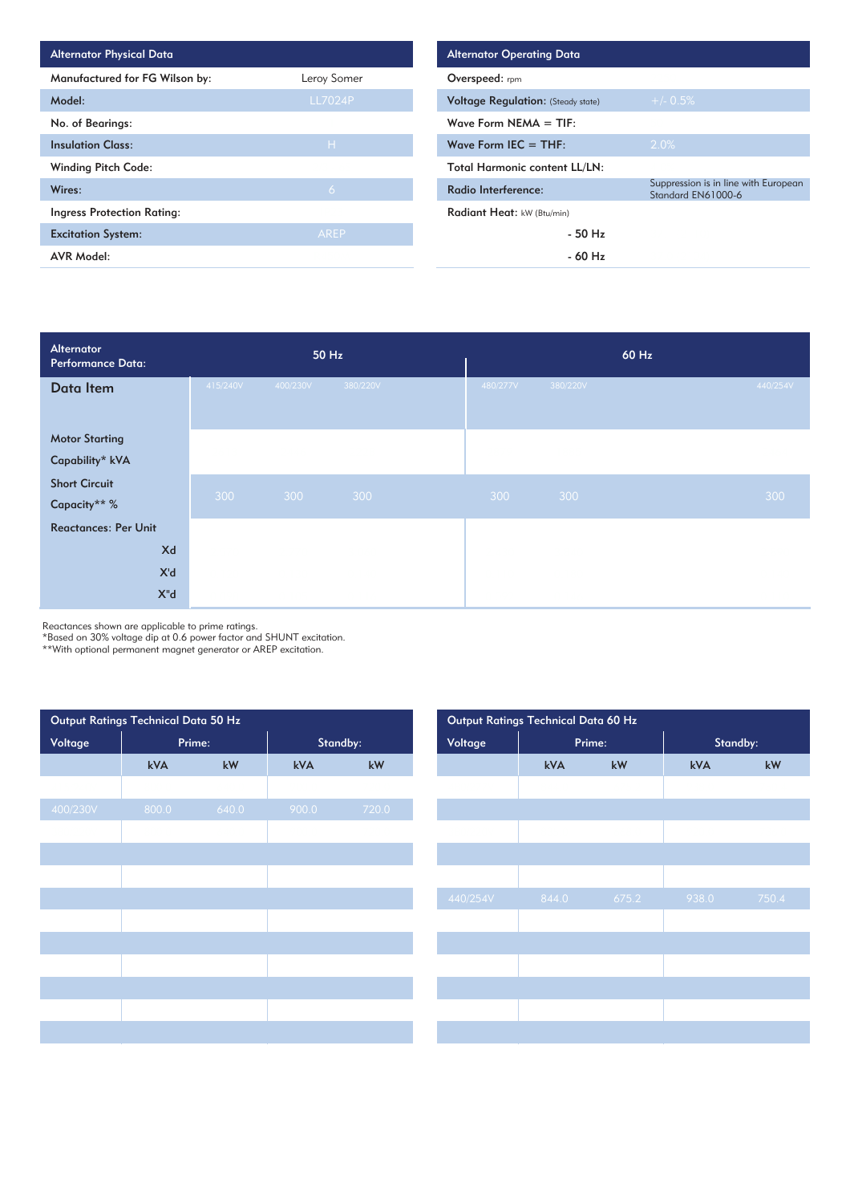| Alternator Physical Data | |
|---|---|
| Manufactured for FG Wilson by: | Leroy Somer |
| Model: | LL7024P |
| No. of Bearings: | |
| Insulation Class: | H |
| Winding Pitch Code: | |
| Wires: | 6 |
| Ingress Protection Rating: | |
| Excitation System: | AREP |
| AVR Model: | |

| Alternator Operating Data | |
|---|---|
| Overspeed: rpm | |
| Voltage Regulation: (Steady state) | +/- 0.5% |
| Wave Form NEMA = TIF: | |
| Wave Form IEC = THF: | 2.0% |
| Total Harmonic content LL/LN: | |
| Radio Interference: | Suppression is in line with European Standard EN61000-6 |
| Radiant Heat: kW (Btu/min) | |
| - 50 Hz | |
| - 60 Hz | |

| Alternator Performance Data: | 50 Hz | | | | 60 Hz | | |
|---|---|---|---|---|---|---|---|
| Data Item | 415/240V | 400/230V | 380/220V | | 480/277V | 380/220V | 440/254V |
| Motor Starting Capability* kVA | | | | | | | |
| Short Circuit Capacity** % | 300 | 300 | 300 | | 300 | 300 | 300 |
| Reactances: Per Unit | | | | | | | |
| Xd | | | | | | | |
| X'd | | | | | | | |
| X"d | | | | | | | |

Reactances shown are applicable to prime ratings.
*Based on 30% voltage dip at 0.6 power factor and SHUNT excitation.
**With optional permanent magnet generator or AREP excitation.

| Output Ratings Technical Data 50 Hz | | | | |
|---|---|---|---|---|
| Voltage | Prime: | | Standby: | |
| | kVA | kW | kVA | kW |
| 400/230V | 800.0 | 640.0 | 900.0 | 720.0 |

| Output Ratings Technical Data 60 Hz | | | | |
|---|---|---|---|---|
| Voltage | Prime: | | Standby: | |
| | kVA | kW | kVA | kW |
| 440/254V | 844.0 | 675.2 | 938.0 | 750.4 |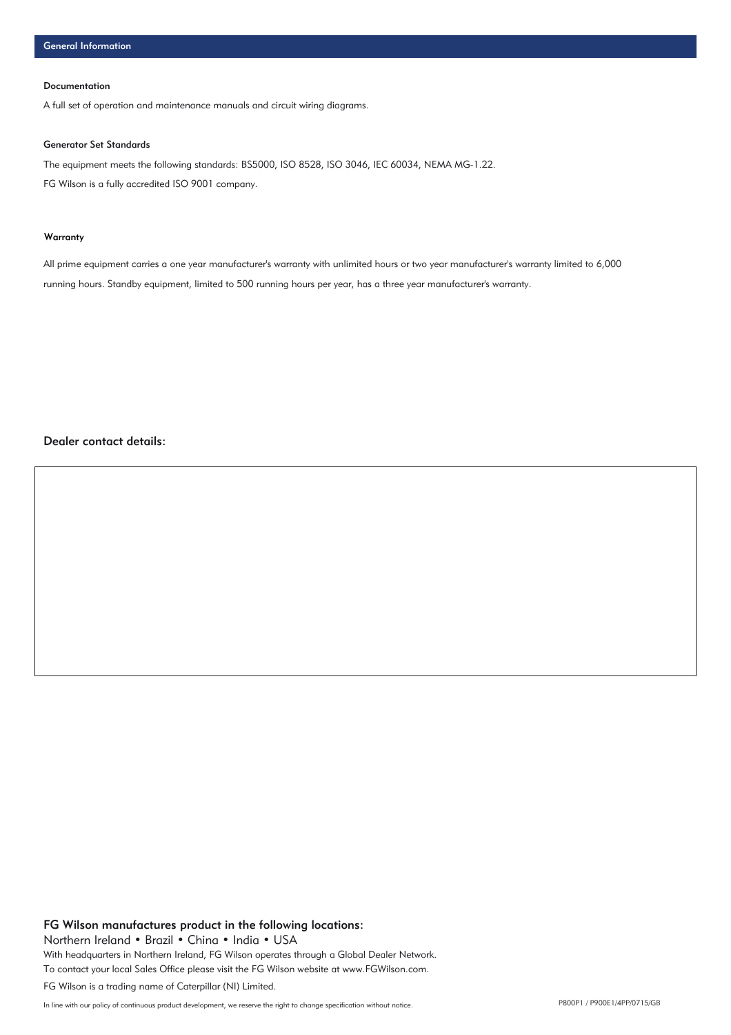## General Information

### Documentation

A full set of operation and maintenance manuals and circuit wiring diagrams.

### Generator Set Standards

The equipment meets the following standards: BS5000, ISO 8528, ISO 3046, IEC 60034, NEMA MG-1.22.

FG Wilson is a fully accredited ISO 9001 company.

### Warranty

All prime equipment carries a one year manufacturer's warranty with unlimited hours or two year manufacturer's warranty limited to 6,000 running hours. Standby equipment, limited to 500 running hours per year, has a three year manufacturer's warranty.

### Dealer contact details:

**FG Wilson manufactures product in the following locations:**

Northern Ireland • Brazil • China • India • USA

With headquarters in Northern Ireland, FG Wilson operates through a Global Dealer Network.

To contact your local Sales Office please visit the FG Wilson website at www.FGWilson.com.

FG Wilson is a trading name of Caterpillar (NI) Limited.

In line with our policy of continuous product development, we reserve the right to change specification without notice.

P800P1 / P900E1/4PP/0715/GB